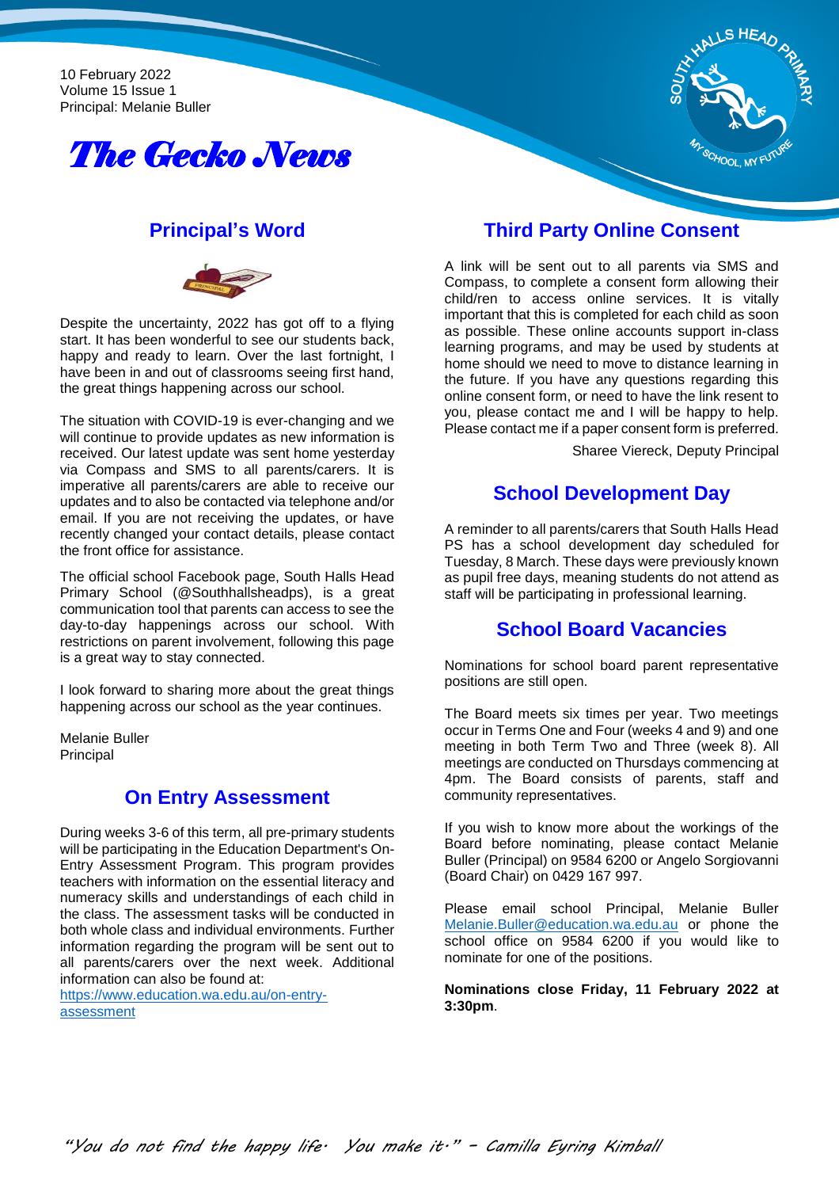10 February 2022
Volume 15 Issue 1
Principal: Melanie Buller

# *The Gecko News*

## Principal's Word

Despite the uncertainty, 2022 has got off to a flying start. It has been wonderful to see our students back, happy and ready to learn. Over the last fortnight, I have been in and out of classrooms seeing first hand, the great things happening across our school.

The situation with COVID-19 is ever-changing and we will continue to provide updates as new information is received. Our latest update was sent home yesterday via Compass and SMS to all parents/carers. It is imperative all parents/carers are able to receive our updates and to also be contacted via telephone and/or email. If you are not receiving the updates, or have recently changed your contact details, please contact the front office for assistance.

The official school Facebook page, South Halls Head Primary School (@Southhallsheadps), is a great communication tool that parents can access to see the day-to-day happenings across our school. With restrictions on parent involvement, following this page is a great way to stay connected.

I look forward to sharing more about the great things happening across our school as the year continues.

Melanie Buller
Principal

## On Entry Assessment

During weeks 3-6 of this term, all pre-primary students will be participating in the Education Department's On-Entry Assessment Program. This program provides teachers with information on the essential literacy and numeracy skills and understandings of each child in the class. The assessment tasks will be conducted in both whole class and individual environments. Further information regarding the program will be sent out to all parents/carers over the next week. Additional information can also be found at:
https://www.education.wa.edu.au/on-entry-assessment

## Third Party Online Consent

A link will be sent out to all parents via SMS and Compass, to complete a consent form allowing their child/ren to access online services. It is vitally important that this is completed for each child as soon as possible. These online accounts support in-class learning programs, and may be used by students at home should we need to move to distance learning in the future. If you have any questions regarding this online consent form, or need to have the link resent to you, please contact me and I will be happy to help. Please contact me if a paper consent form is preferred.

Sharee Viereck, Deputy Principal

## School Development Day

A reminder to all parents/carers that South Halls Head PS has a school development day scheduled for Tuesday, 8 March. These days were previously known as pupil free days, meaning students do not attend as staff will be participating in professional learning.

## School Board Vacancies

Nominations for school board parent representative positions are still open.

The Board meets six times per year. Two meetings occur in Terms One and Four (weeks 4 and 9) and one meeting in both Term Two and Three (week 8). All meetings are conducted on Thursdays commencing at 4pm. The Board consists of parents, staff and community representatives.

If you wish to know more about the workings of the Board before nominating, please contact Melanie Buller (Principal) on 9584 6200 or Angelo Sorgiovanni (Board Chair) on 0429 167 997.

Please email school Principal, Melanie Buller Melanie.Buller@education.wa.edu.au or phone the school office on 9584 6200 if you would like to nominate for one of the positions.

**Nominations close Friday, 11 February 2022 at 3:30pm**.

*"You do not find the happy life. You make it." – Camilla Eyring Kimball*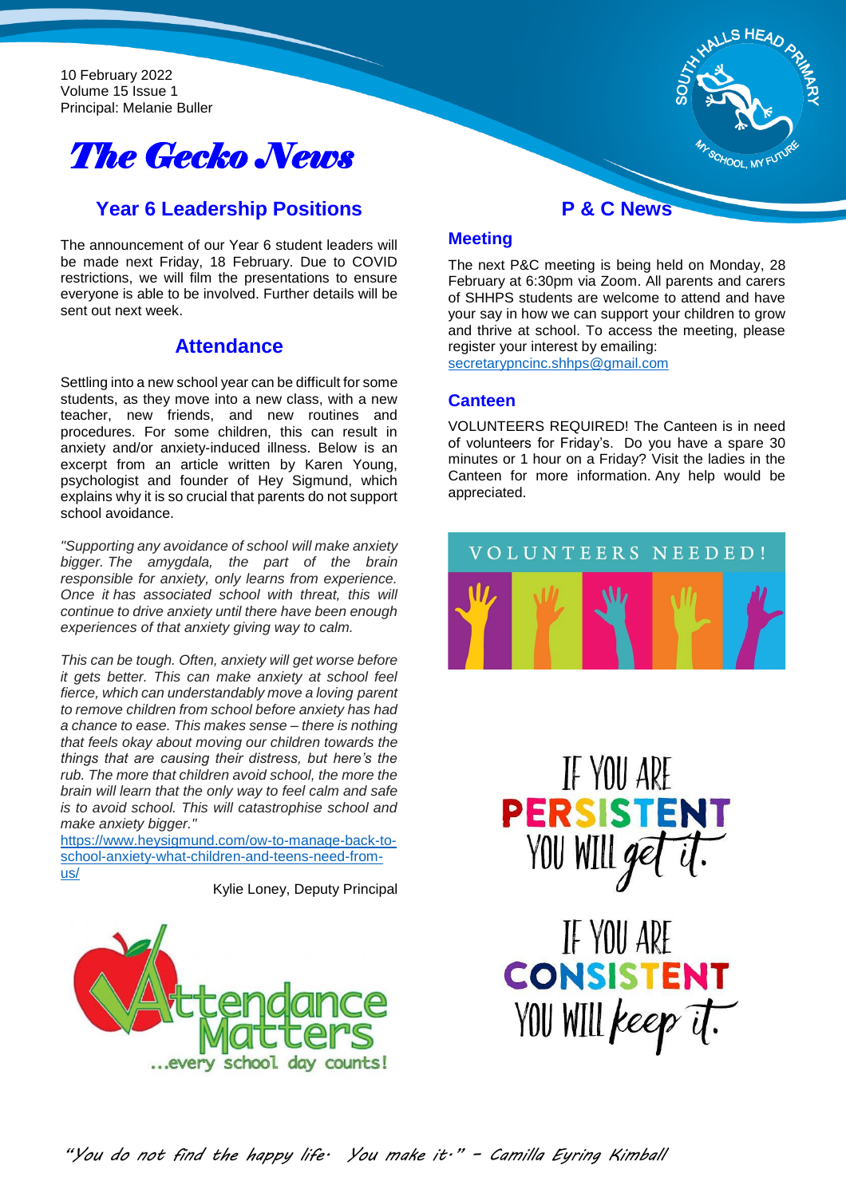10 February 2022
Volume 15 Issue 1
Principal: Melanie Buller

# The Gecko News

## Year 6 Leadership Positions

The announcement of our Year 6 student leaders will be made next Friday, 18 February. Due to COVID restrictions, we will film the presentations to ensure everyone is able to be involved. Further details will be sent out next week.

## Attendance

Settling into a new school year can be difficult for some students, as they move into a new class, with a new teacher, new friends, and new routines and procedures. For some children, this can result in anxiety and/or anxiety-induced illness. Below is an excerpt from an article written by Karen Young, psychologist and founder of Hey Sigmund, which explains why it is so crucial that parents do not support school avoidance.

*"Supporting any avoidance of school will make anxiety bigger. The amygdala, the part of the brain responsible for anxiety, only learns from experience. Once it has associated school with threat, this will continue to drive anxiety until there have been enough experiences of that anxiety giving way to calm.*

*This can be tough. Often, anxiety will get worse before it gets better. This can make anxiety at school feel fierce, which can understandably move a loving parent to remove children from school before anxiety has had a chance to ease. This makes sense – there is nothing that feels okay about moving our children towards the things that are causing their distress, but here's the rub. The more that children avoid school, the more the brain will learn that the only way to feel calm and safe is to avoid school. This will catastrophise school and make anxiety bigger."*

https://www.heysigmund.com/ow-to-manage-back-to-school-anxiety-what-children-and-teens-need-from-us/

Kylie Loney, Deputy Principal

Attendance Matters ...every school day counts!

## P & C News

### Meeting

The next P&C meeting is being held on Monday, 28 February at 6:30pm via Zoom. All parents and carers of SHHPS students are welcome to attend and have your say in how we can support your children to grow and thrive at school. To access the meeting, please register your interest by emailing:
secretarypncinc.shhps@gmail.com

### Canteen

VOLUNTEERS REQUIRED! The Canteen is in need of volunteers for Friday's. Do you have a spare 30 minutes or 1 hour on a Friday? Visit the ladies in the Canteen for more information. Any help would be appreciated.

VOLUNTEERS NEEDED!

IF YOU ARE **PERSISTENT** YOU WILL *get it.*

IF YOU ARE **CONSISTENT** YOU WILL *keep it.*

*"You do not find the happy life. You make it." – Camilla Eyring Kimball*